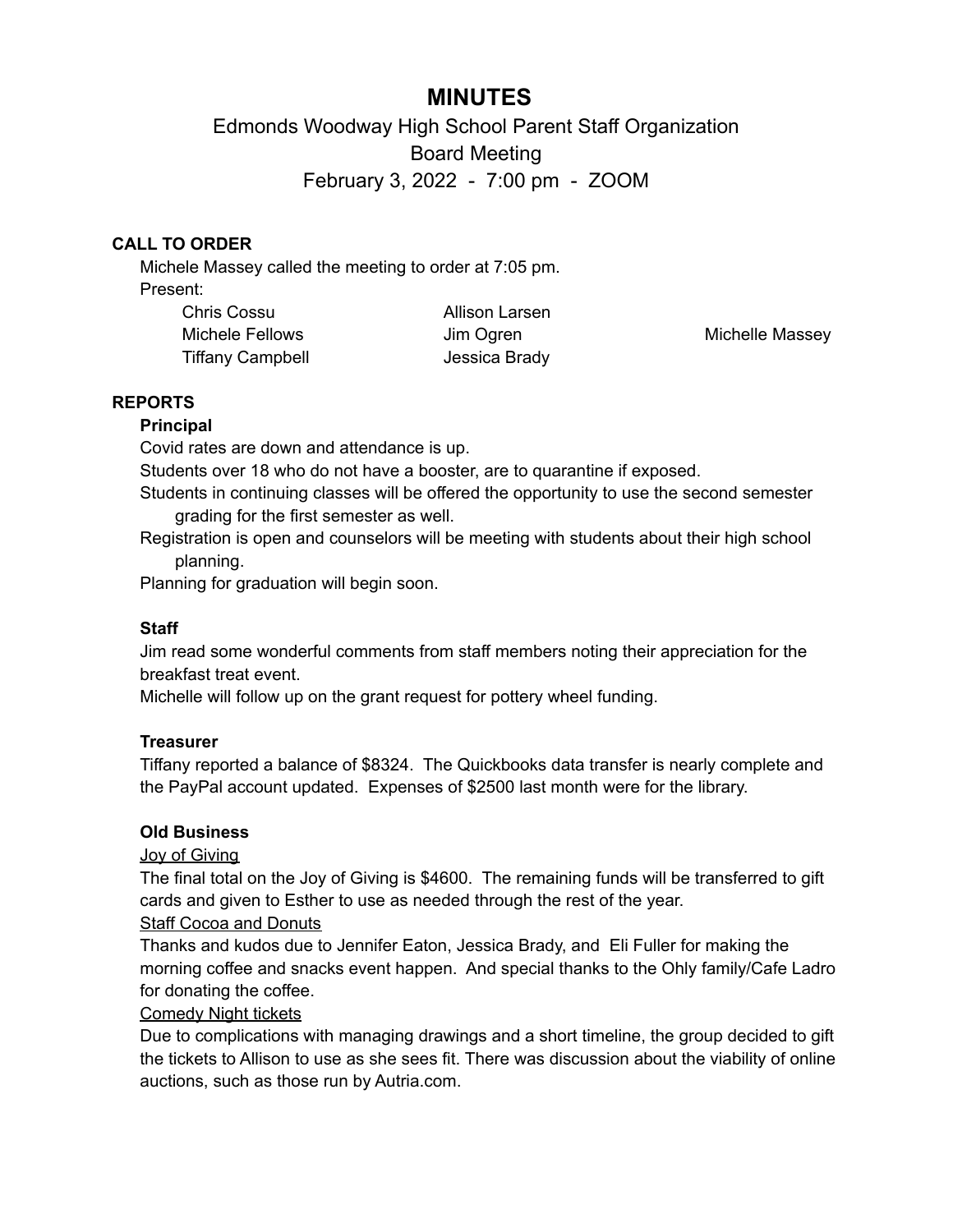# MINUTES

Edmonds Woodway High School Parent Staff Organization
Board Meeting
February 3, 2022 - 7:00 pm - ZOOM

**CALL TO ORDER**

Michele Massey called the meeting to order at 7:05 pm.

Present:

| | | |
|---|---|---|
| Chris Cossu | Allison Larsen | |
| Michele Fellows | Jim Ogren | Michelle Massey |
| Tiffany Campbell | Jessica Brady | |

**REPORTS**

**Principal**

Covid rates are down and attendance is up.

Students over 18 who do not have a booster, are to quarantine if exposed.

Students in continuing classes will be offered the opportunity to use the second semester grading for the first semester as well.

Registration is open and counselors will be meeting with students about their high school planning.

Planning for graduation will begin soon.

**Staff**

Jim read some wonderful comments from staff members noting their appreciation for the breakfast treat event.

Michelle will follow up on the grant request for pottery wheel funding.

**Treasurer**

Tiffany reported a balance of $8324. The Quickbooks data transfer is nearly complete and the PayPal account updated. Expenses of $2500 last month were for the library.

**Old Business**

<u>Joy of Giving</u>

The final total on the Joy of Giving is $4600. The remaining funds will be transferred to gift cards and given to Esther to use as needed through the rest of the year.

<u>Staff Cocoa and Donuts</u>

Thanks and kudos due to Jennifer Eaton, Jessica Brady, and Eli Fuller for making the morning coffee and snacks event happen. And special thanks to the Ohly family/Cafe Ladro for donating the coffee.

<u>Comedy Night tickets</u>

Due to complications with managing drawings and a short timeline, the group decided to gift the tickets to Allison to use as she sees fit. There was discussion about the viability of online auctions, such as those run by Autria.com.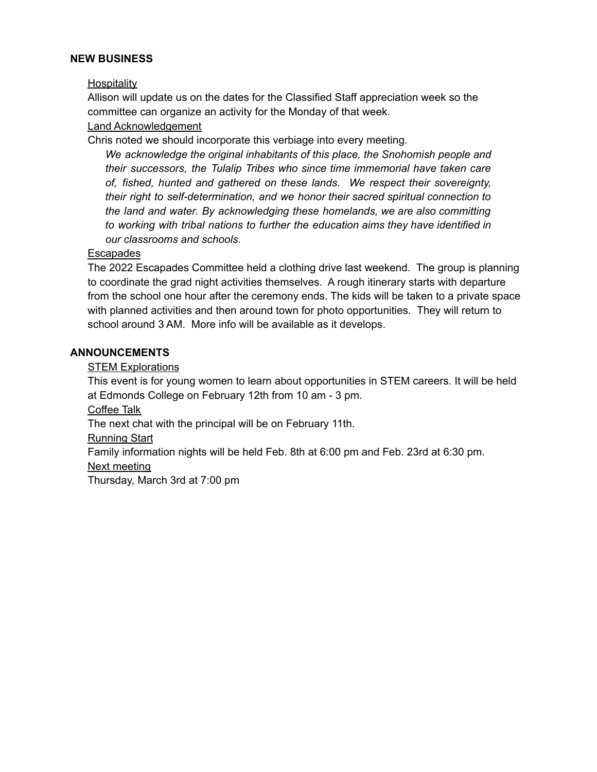## NEW BUSINESS

Hospitality

Allison will update us on the dates for the Classified Staff appreciation week so the committee can organize an activity for the Monday of that week.

Land Acknowledgement

Chris noted we should incorporate this verbiage into every meeting.

> *We acknowledge the original inhabitants of this place, the Snohomish people and their successors, the Tulalip Tribes who since time immemorial have taken care of, fished, hunted and gathered on these lands. We respect their sovereignty, their right to self-determination, and we honor their sacred spiritual connection to the land and water. By acknowledging these homelands, we are also committing to working with tribal nations to further the education aims they have identified in our classrooms and schools.*

Escapades

The 2022 Escapades Committee held a clothing drive last weekend. The group is planning to coordinate the grad night activities themselves. A rough itinerary starts with departure from the school one hour after the ceremony ends. The kids will be taken to a private space with planned activities and then around town for photo opportunities. They will return to school around 3 AM. More info will be available as it develops.

## ANNOUNCEMENTS

STEM Explorations

This event is for young women to learn about opportunities in STEM careers. It will be held at Edmonds College on February 12th from 10 am - 3 pm.

Coffee Talk

The next chat with the principal will be on February 11th.

Running Start

Family information nights will be held Feb. 8th at 6:00 pm and Feb. 23rd at 6:30 pm.

Next meeting

Thursday, March 3rd at 7:00 pm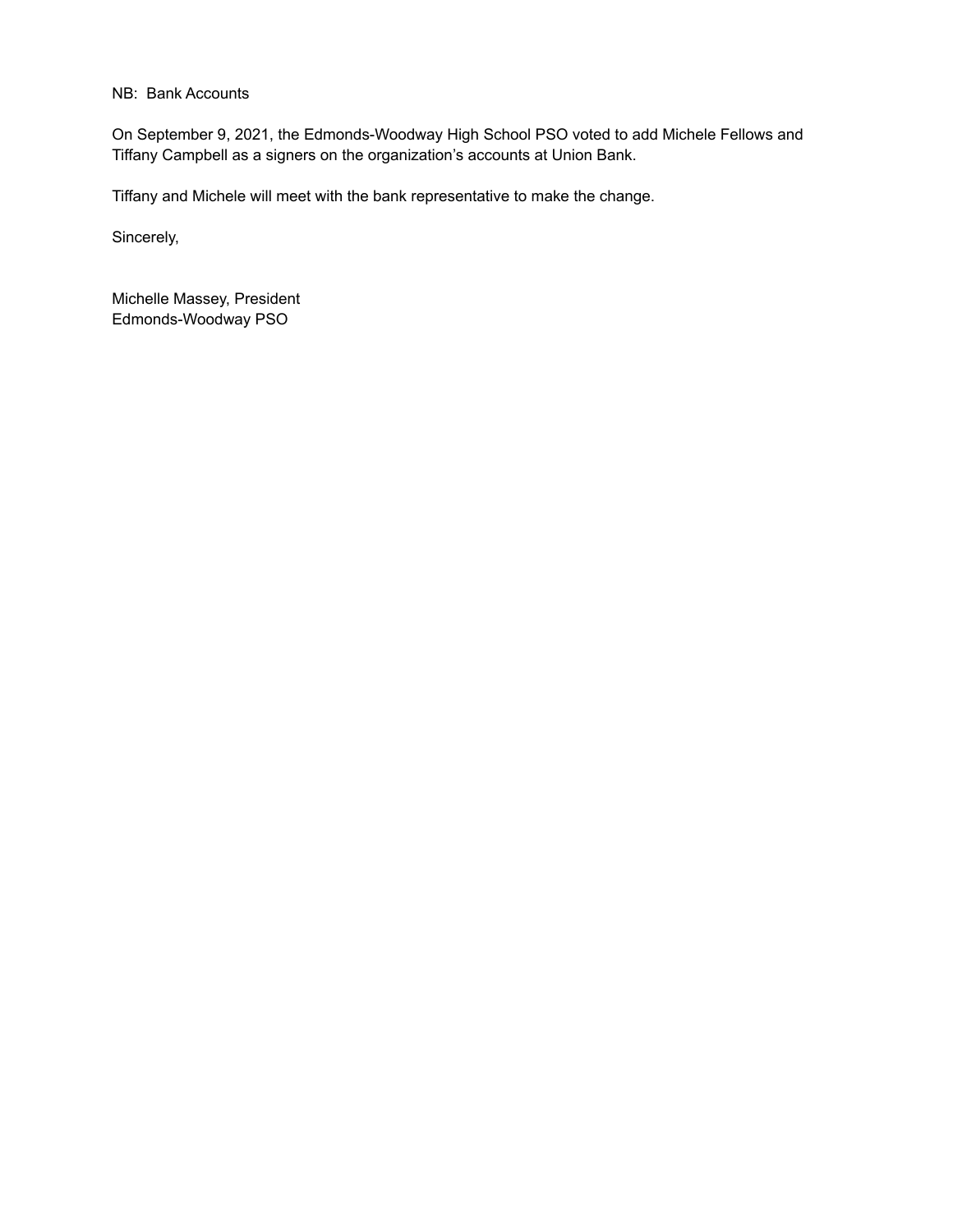NB: Bank Accounts

On September 9, 2021, the Edmonds-Woodway High School PSO voted to add Michele Fellows and Tiffany Campbell as a signers on the organization's accounts at Union Bank.

Tiffany and Michele will meet with the bank representative to make the change.

Sincerely,

Michelle Massey, President
Edmonds-Woodway PSO